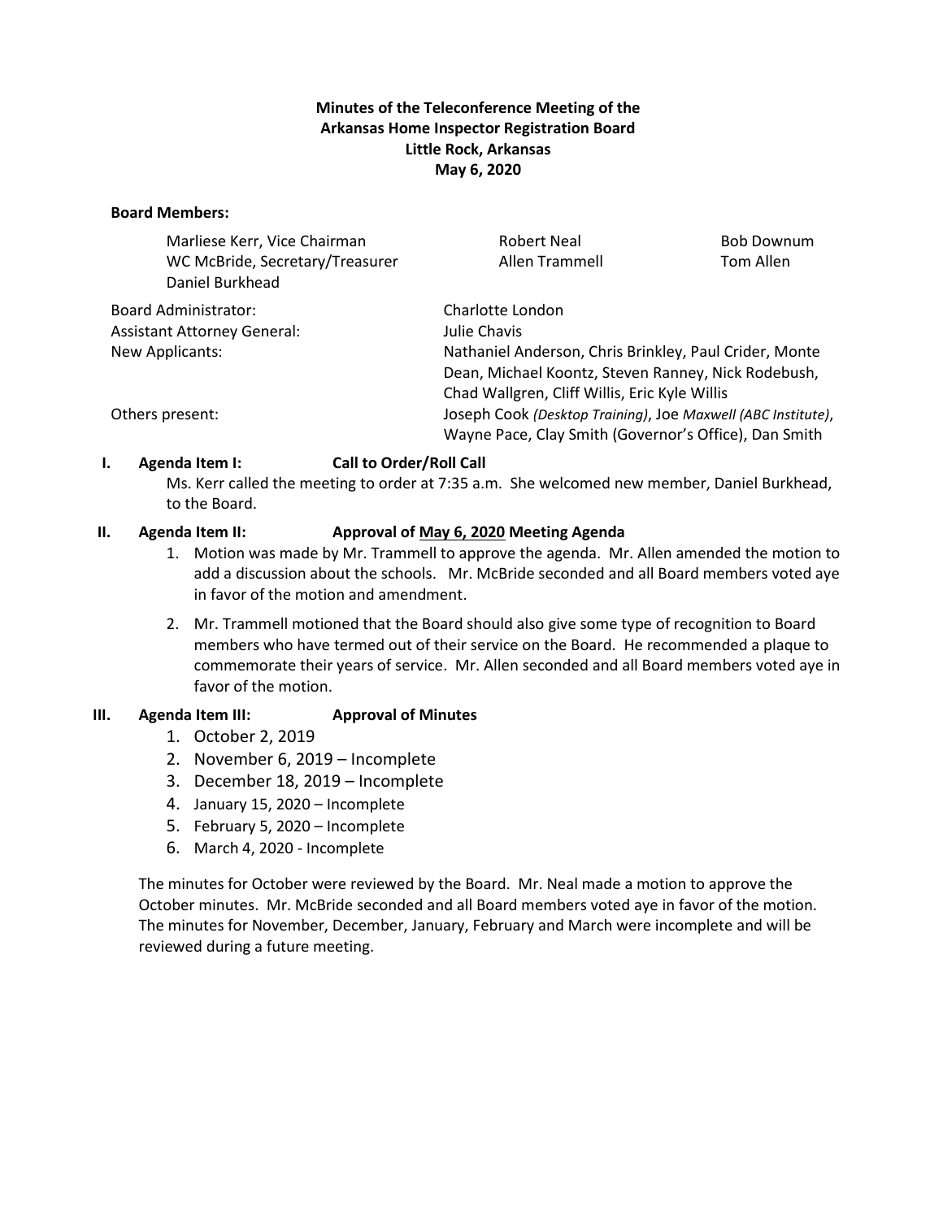**Minutes of the Teleconference Meeting of the**
**Arkansas Home Inspector Registration Board**
**Little Rock, Arkansas**
**May 6, 2020**

**Board Members:**

| | | |
|---|---|---|
| Marliese Kerr, Vice Chairman | Robert Neal | Bob Downum |
| WC McBride, Secretary/Treasurer | Allen Trammell | Tom Allen |
| Daniel Burkhead | | |

| | |
|---|---|
| Board Administrator: | Charlotte London |
| Assistant Attorney General: | Julie Chavis |
| New Applicants: | Nathaniel Anderson, Chris Brinkley, Paul Crider, Monte Dean, Michael Koontz, Steven Ranney, Nick Rodebush, Chad Wallgren, Cliff Willis, Eric Kyle Willis |
| Others present: | Joseph Cook *(Desktop Training)*, Joe *Maxwell (ABC Institute)*, Wayne Pace, Clay Smith (Governor's Office), Dan Smith |

**I. Agenda Item I: Call to Order/Roll Call**

Ms. Kerr called the meeting to order at 7:35 a.m. She welcomed new member, Daniel Burkhead, to the Board.

**II. Agenda Item II: Approval of <u>May 6, 2020</u> Meeting Agenda**

1. Motion was made by Mr. Trammell to approve the agenda. Mr. Allen amended the motion to add a discussion about the schools. Mr. McBride seconded and all Board members voted aye in favor of the motion and amendment.
2. Mr. Trammell motioned that the Board should also give some type of recognition to Board members who have termed out of their service on the Board. He recommended a plaque to commemorate their years of service. Mr. Allen seconded and all Board members voted aye in favor of the motion.

**III. Agenda Item III: Approval of Minutes**

1. October 2, 2019
2. November 6, 2019 – Incomplete
3. December 18, 2019 – Incomplete
4. January 15, 2020 – Incomplete
5. February 5, 2020 – Incomplete
6. March 4, 2020 - Incomplete

The minutes for October were reviewed by the Board. Mr. Neal made a motion to approve the October minutes. Mr. McBride seconded and all Board members voted aye in favor of the motion. The minutes for November, December, January, February and March were incomplete and will be reviewed during a future meeting.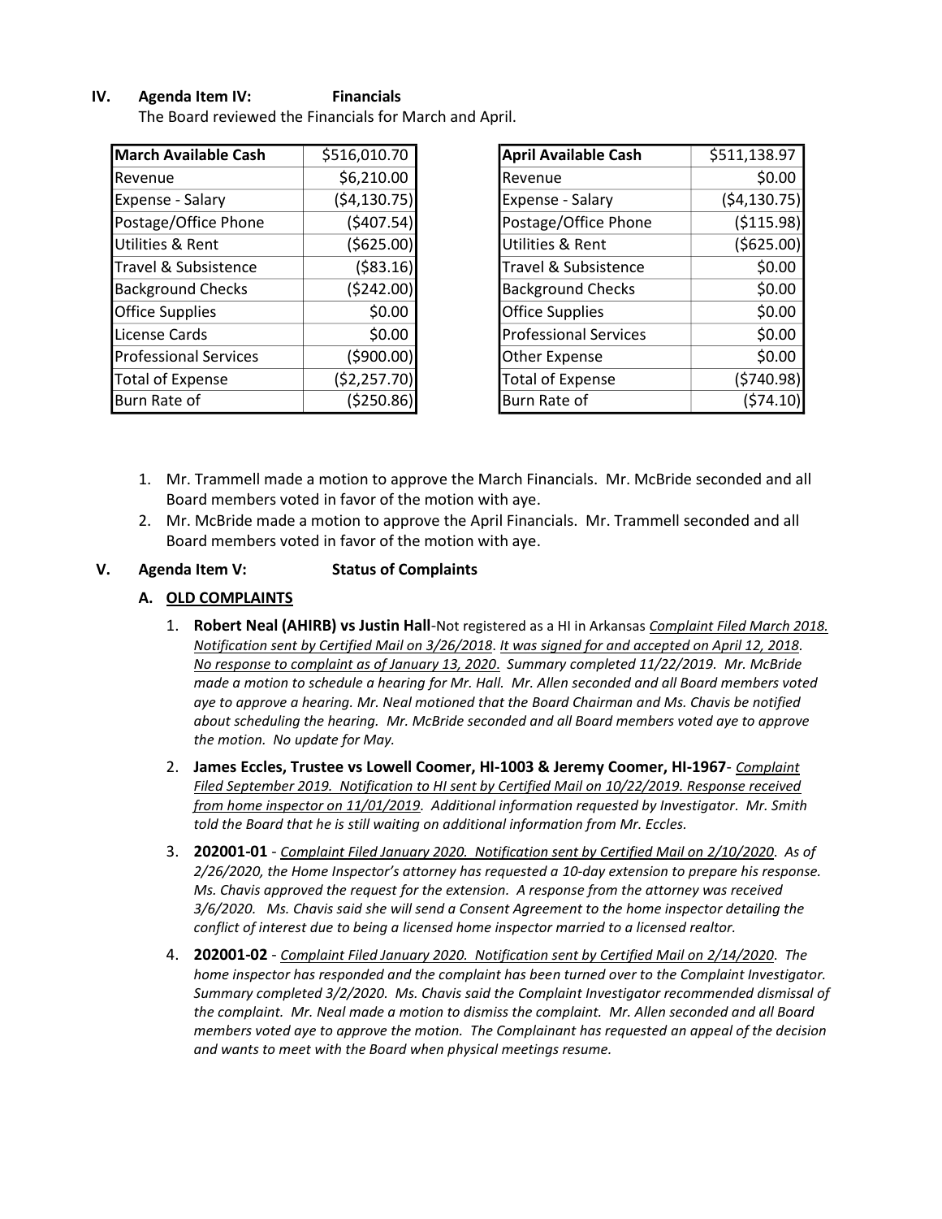**IV. Agenda Item IV: Financials**

The Board reviewed the Financials for March and April.

| March Available Cash | $516,010.70 |
|---|---|
| Revenue | $6,210.00 |
| Expense - Salary | ($4,130.75) |
| Postage/Office Phone | ($407.54) |
| Utilities & Rent | ($625.00) |
| Travel & Subsistence | ($83.16) |
| Background Checks | ($242.00) |
| Office Supplies | $0.00 |
| License Cards | $0.00 |
| Professional Services | ($900.00) |
| Total of Expense | ($2,257.70) |
| Burn Rate of | ($250.86) |

| April Available Cash | $511,138.97 |
|---|---|
| Revenue | $0.00 |
| Expense - Salary | ($4,130.75) |
| Postage/Office Phone | ($115.98) |
| Utilities & Rent | ($625.00) |
| Travel & Subsistence | $0.00 |
| Background Checks | $0.00 |
| Office Supplies | $0.00 |
| Professional Services | $0.00 |
| Other Expense | $0.00 |
| Total of Expense | ($740.98) |
| Burn Rate of | ($74.10) |

1. Mr. Trammell made a motion to approve the March Financials. Mr. McBride seconded and all Board members voted in favor of the motion with aye.
2. Mr. McBride made a motion to approve the April Financials. Mr. Trammell seconded and all Board members voted in favor of the motion with aye.

**V. Agenda Item V: Status of Complaints**

**A. OLD COMPLAINTS**

1. **Robert Neal (AHIRB) vs Justin Hall**-Not registered as a HI in Arkansas *Complaint Filed March 2018. Notification sent by Certified Mail on 3/26/2018. It was signed for and accepted on April 12, 2018. No response to complaint as of January 13, 2020. Summary completed 11/22/2019. Mr. McBride made a motion to schedule a hearing for Mr. Hall. Mr. Allen seconded and all Board members voted aye to approve a hearing. Mr. Neal motioned that the Board Chairman and Ms. Chavis be notified about scheduling the hearing. Mr. McBride seconded and all Board members voted aye to approve the motion. No update for May.*
2. **James Eccles, Trustee vs Lowell Coomer, HI-1003 & Jeremy Coomer, HI-1967**- *Complaint Filed September 2019. Notification to HI sent by Certified Mail on 10/22/2019. Response received from home inspector on 11/01/2019. Additional information requested by Investigator. Mr. Smith told the Board that he is still waiting on additional information from Mr. Eccles.*
3. **202001-01** - *Complaint Filed January 2020. Notification sent by Certified Mail on 2/10/2020. As of 2/26/2020, the Home Inspector's attorney has requested a 10-day extension to prepare his response. Ms. Chavis approved the request for the extension. A response from the attorney was received 3/6/2020. Ms. Chavis said she will send a Consent Agreement to the home inspector detailing the conflict of interest due to being a licensed home inspector married to a licensed realtor.*
4. **202001-02** - *Complaint Filed January 2020. Notification sent by Certified Mail on 2/14/2020. The home inspector has responded and the complaint has been turned over to the Complaint Investigator. Summary completed 3/2/2020. Ms. Chavis said the Complaint Investigator recommended dismissal of the complaint. Mr. Neal made a motion to dismiss the complaint. Mr. Allen seconded and all Board members voted aye to approve the motion. The Complainant has requested an appeal of the decision and wants to meet with the Board when physical meetings resume.*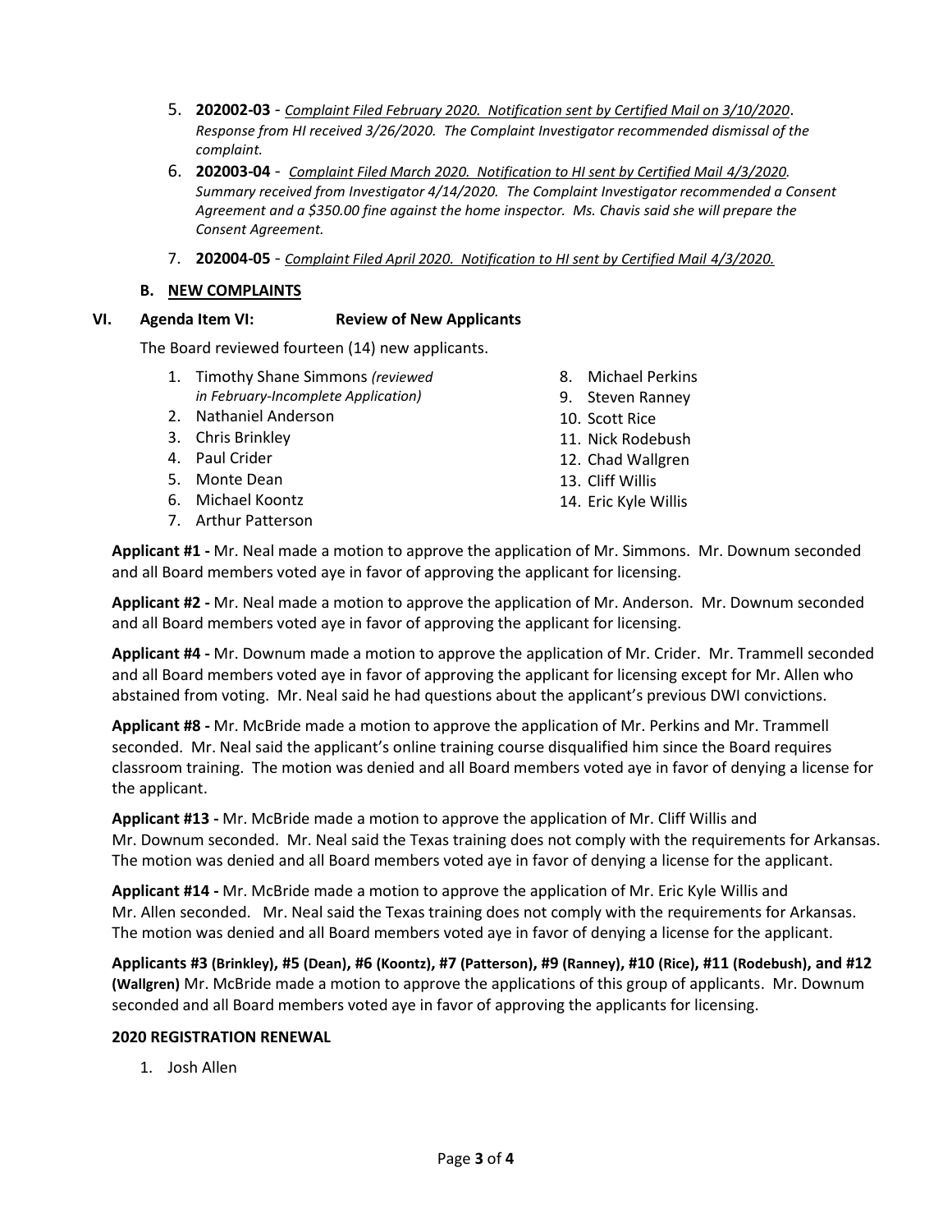5. **202002-03** - *<u>Complaint Filed February 2020. Notification sent by Certified Mail on 3/10/2020</u>. Response from HI received 3/26/2020. The Complaint Investigator recommended dismissal of the complaint.*
6. **202003-04** - *<u>Complaint Filed March 2020. Notification to HI sent by Certified Mail 4/3/2020</u>. Summary received from Investigator 4/14/2020. The Complaint Investigator recommended a Consent Agreement and a $350.00 fine against the home inspector. Ms. Chavis said she will prepare the Consent Agreement.*
7. **202004-05** - *<u>Complaint Filed April 2020. Notification to HI sent by Certified Mail 4/3/2020.</u>*

**B. <u>NEW COMPLAINTS</u>**

**VI. Agenda Item VI: Review of New Applicants**

The Board reviewed fourteen (14) new applicants.

1. Timothy Shane Simmons *(reviewed in February-Incomplete Application)*
2. Nathaniel Anderson
3. Chris Brinkley
4. Paul Crider
5. Monte Dean
6. Michael Koontz
7. Arthur Patterson
8. Michael Perkins
9. Steven Ranney
10. Scott Rice
11. Nick Rodebush
12. Chad Wallgren
13. Cliff Willis
14. Eric Kyle Willis

**Applicant #1 -** Mr. Neal made a motion to approve the application of Mr. Simmons. Mr. Downum seconded and all Board members voted aye in favor of approving the applicant for licensing.

**Applicant #2 -** Mr. Neal made a motion to approve the application of Mr. Anderson. Mr. Downum seconded and all Board members voted aye in favor of approving the applicant for licensing.

**Applicant #4 -** Mr. Downum made a motion to approve the application of Mr. Crider. Mr. Trammell seconded and all Board members voted aye in favor of approving the applicant for licensing except for Mr. Allen who abstained from voting. Mr. Neal said he had questions about the applicant's previous DWI convictions.

**Applicant #8 -** Mr. McBride made a motion to approve the application of Mr. Perkins and Mr. Trammell seconded. Mr. Neal said the applicant's online training course disqualified him since the Board requires classroom training. The motion was denied and all Board members voted aye in favor of denying a license for the applicant.

**Applicant #13 -** Mr. McBride made a motion to approve the application of Mr. Cliff Willis and Mr. Downum seconded. Mr. Neal said the Texas training does not comply with the requirements for Arkansas. The motion was denied and all Board members voted aye in favor of denying a license for the applicant.

**Applicant #14 -** Mr. McBride made a motion to approve the application of Mr. Eric Kyle Willis and Mr. Allen seconded. Mr. Neal said the Texas training does not comply with the requirements for Arkansas. The motion was denied and all Board members voted aye in favor of denying a license for the applicant.

**Applicants #3 (Brinkley), #5 (Dean), #6 (Koontz), #7 (Patterson), #9 (Ranney), #10 (Rice), #11 (Rodebush), and #12 (Wallgren)** Mr. McBride made a motion to approve the applications of this group of applicants. Mr. Downum seconded and all Board members voted aye in favor of approving the applicants for licensing.

**2020 REGISTRATION RENEWAL**

1. Josh Allen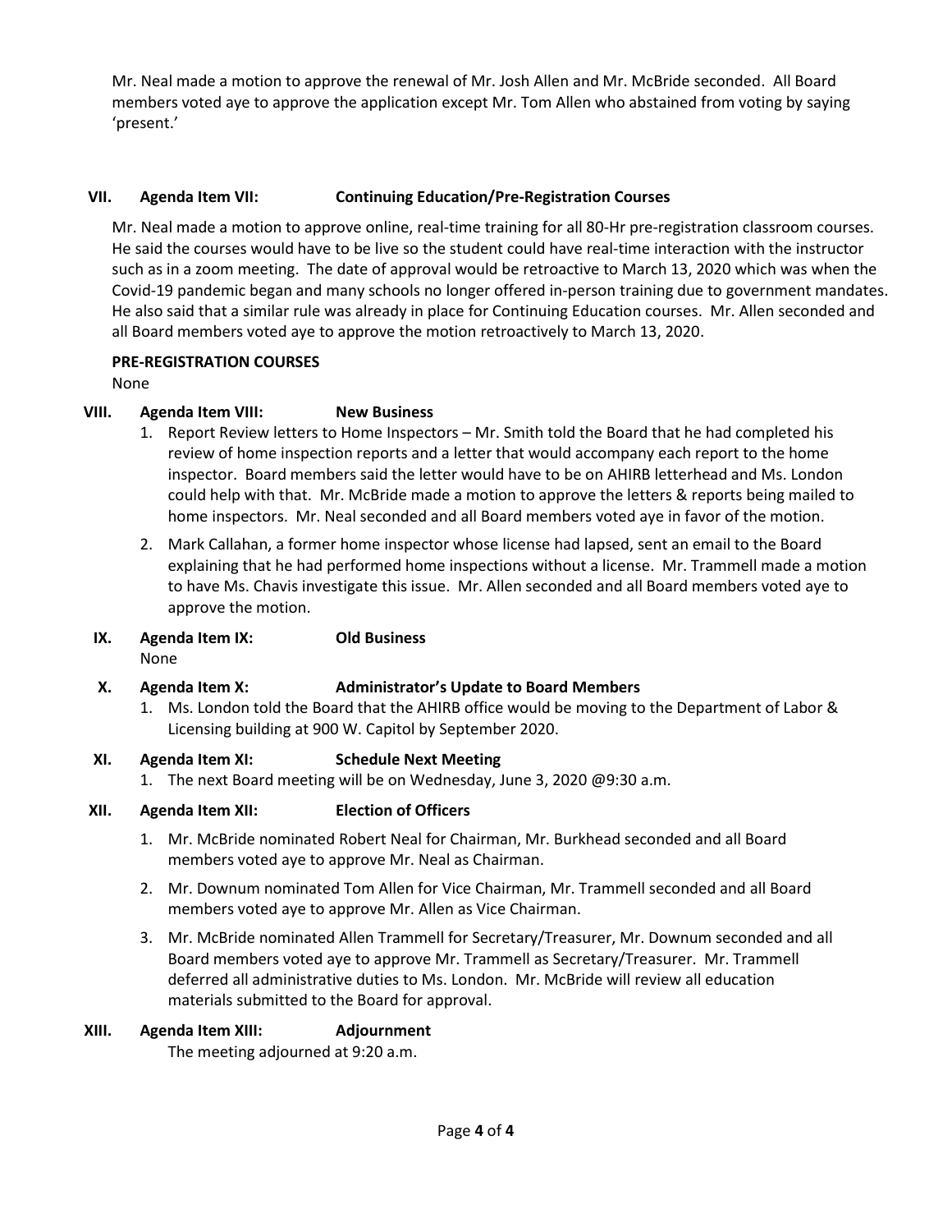Mr. Neal made a motion to approve the renewal of Mr. Josh Allen and Mr. McBride seconded. All Board members voted aye to approve the application except Mr. Tom Allen who abstained from voting by saying 'present.'

## VII. Agenda Item VII: Continuing Education/Pre-Registration Courses

Mr. Neal made a motion to approve online, real-time training for all 80-Hr pre-registration classroom courses. He said the courses would have to be live so the student could have real-time interaction with the instructor such as in a zoom meeting. The date of approval would be retroactive to March 13, 2020 which was when the Covid-19 pandemic began and many schools no longer offered in-person training due to government mandates. He also said that a similar rule was already in place for Continuing Education courses. Mr. Allen seconded and all Board members voted aye to approve the motion retroactively to March 13, 2020.

**PRE-REGISTRATION COURSES**

None

## VIII. Agenda Item VIII: New Business

1. Report Review letters to Home Inspectors – Mr. Smith told the Board that he had completed his review of home inspection reports and a letter that would accompany each report to the home inspector. Board members said the letter would have to be on AHIRB letterhead and Ms. London could help with that. Mr. McBride made a motion to approve the letters & reports being mailed to home inspectors. Mr. Neal seconded and all Board members voted aye in favor of the motion.
2. Mark Callahan, a former home inspector whose license had lapsed, sent an email to the Board explaining that he had performed home inspections without a license. Mr. Trammell made a motion to have Ms. Chavis investigate this issue. Mr. Allen seconded and all Board members voted aye to approve the motion.

## IX. Agenda Item IX: Old Business

None

## X. Agenda Item X: Administrator's Update to Board Members

1. Ms. London told the Board that the AHIRB office would be moving to the Department of Labor & Licensing building at 900 W. Capitol by September 2020.

## XI. Agenda Item XI: Schedule Next Meeting

1. The next Board meeting will be on Wednesday, June 3, 2020 @9:30 a.m.

## XII. Agenda Item XII: Election of Officers

1. Mr. McBride nominated Robert Neal for Chairman, Mr. Burkhead seconded and all Board members voted aye to approve Mr. Neal as Chairman.
2. Mr. Downum nominated Tom Allen for Vice Chairman, Mr. Trammell seconded and all Board members voted aye to approve Mr. Allen as Vice Chairman.
3. Mr. McBride nominated Allen Trammell for Secretary/Treasurer, Mr. Downum seconded and all Board members voted aye to approve Mr. Trammell as Secretary/Treasurer. Mr. Trammell deferred all administrative duties to Ms. London. Mr. McBride will review all education materials submitted to the Board for approval.

## XIII. Agenda Item XIII: Adjournment

The meeting adjourned at 9:20 a.m.